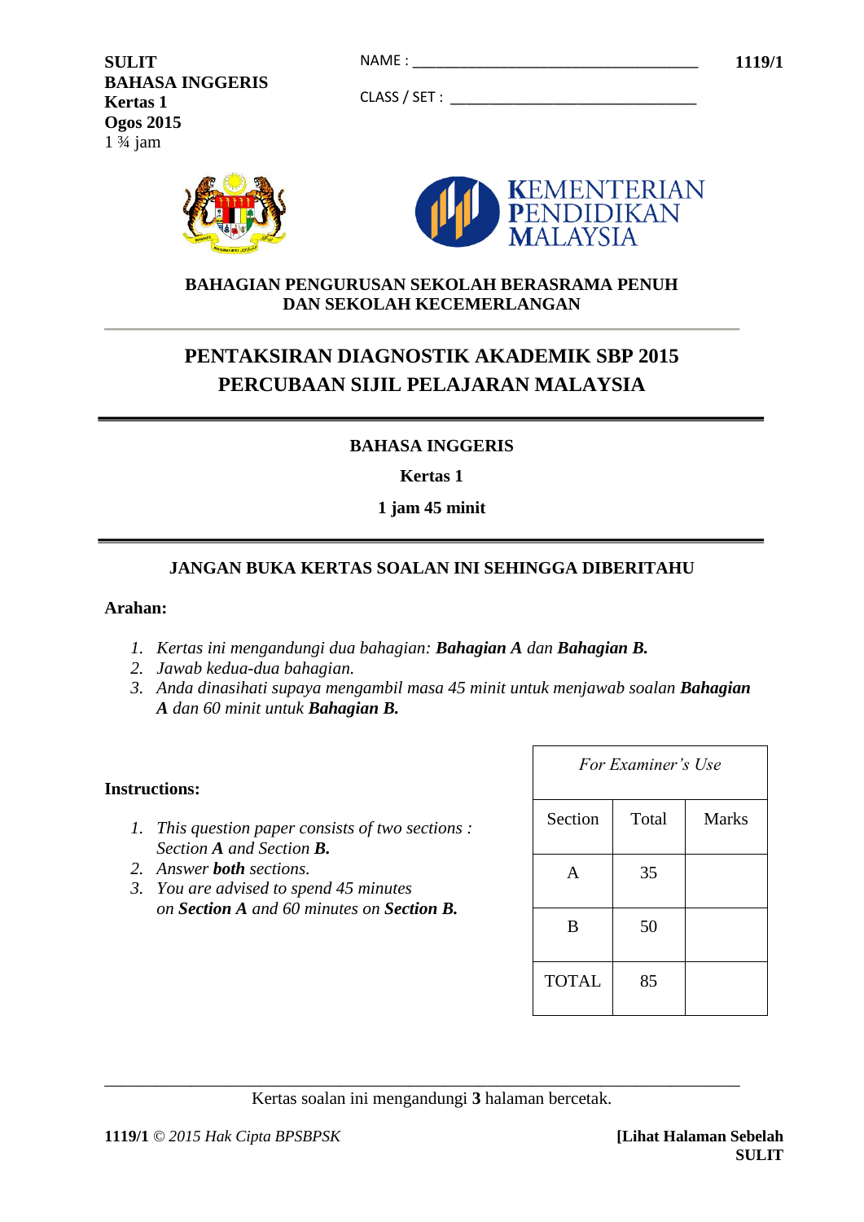**SULIT**
**BAHASA INGGERIS**
**Kertas 1**
**Ogos 2015**
1 ¾ jam

NAME : ____________________________________

CLASS / SET : ________________________________

**1119/1**

KEMENTERIAN PENDIDIKAN MALAYSIA

**BAHAGIAN PENGURUSAN SEKOLAH BERASRAMA PENUH DAN SEKOLAH KECEMERLANGAN**

## PENTAKSIRAN DIAGNOSTIK AKADEMIK SBP 2015
## PERCUBAAN SIJIL PELAJARAN MALAYSIA

**BAHASA INGGERIS**

**Kertas 1**

**1 jam 45 minit**

**JANGAN BUKA KERTAS SOALAN INI SEHINGGA DIBERITAHU**

**Arahan:**

1. *Kertas ini mengandungi dua bahagian:* ***Bahagian A*** *dan* ***Bahagian B.***
2. *Jawab kedua-dua bahagian.*
3. *Anda dinasihati supaya mengambil masa 45 minit untuk menjawab soalan* ***Bahagian A*** *dan 60 minit untuk* ***Bahagian B.***

**Instructions:**

1. *This question paper consists of two sections : Section* ***A*** *and Section* ***B.***
2. *Answer* ***both*** *sections.*
3. *You are advised to spend 45 minutes on* ***Section A*** *and 60 minutes on* ***Section B.***

| *For Examiner's Use* | | |
|---|---|---|
| Section | Total | Marks |
| A | 35 | |
| B | 50 | |
| TOTAL | 85 | |

Kertas soalan ini mengandungi **3** halaman bercetak.

**1119/1** © *2015 Hak Cipta BPSBPSK* **[Lihat Halaman Sebelah**
**SULIT**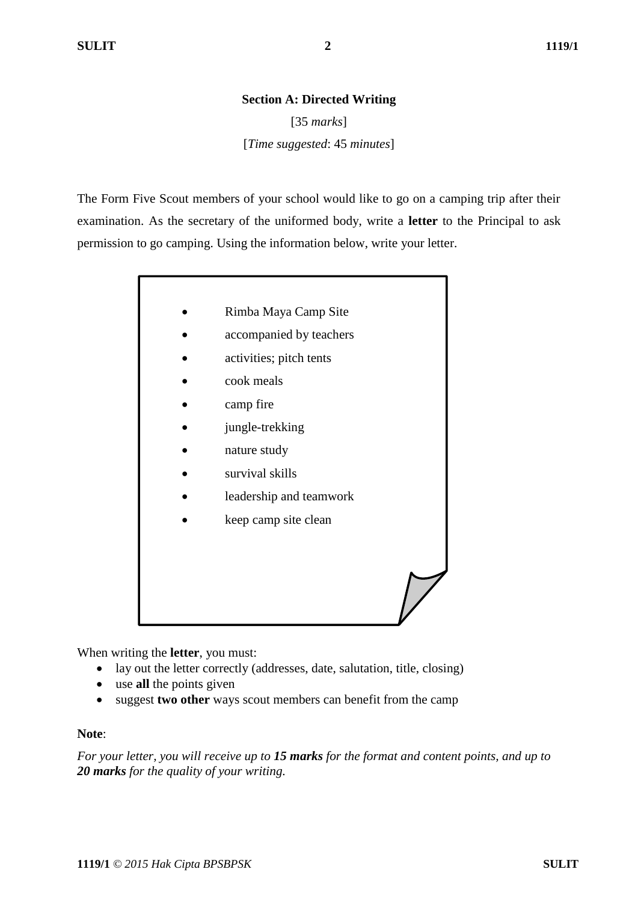## Section A: Directed Writing

[35 *marks*]

[*Time suggested*: 45 *minutes*]

The Form Five Scout members of your school would like to go on a camping trip after their examination. As the secretary of the uniformed body, write a **letter** to the Principal to ask permission to go camping. Using the information below, write your letter.

- Rimba Maya Camp Site
- accompanied by teachers
- activities; pitch tents
- cook meals
- camp fire
- jungle-trekking
- nature study
- survival skills
- leadership and teamwork
- keep camp site clean

When writing the **letter**, you must:

- lay out the letter correctly (addresses, date, salutation, title, closing)
- use **all** the points given
- suggest **two other** ways scout members can benefit from the camp

**Note**:

*For your letter, you will receive up to **15 marks** for the format and content points, and up to **20 marks** for the quality of your writing.*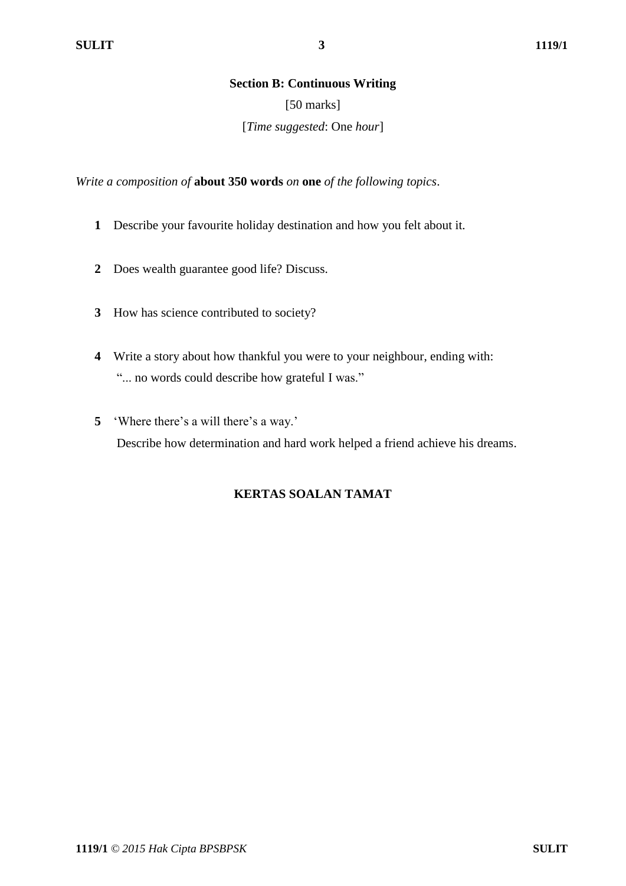## Section B: Continuous Writing

[50 marks]

[*Time suggested*: One *hour*]

*Write a composition of* **about 350 words** *on* **one** *of the following topics*.

**1** Describe your favourite holiday destination and how you felt about it.

**2** Does wealth guarantee good life? Discuss.

**3** How has science contributed to society?

**4** Write a story about how thankful you were to your neighbour, ending with:
"... no words could describe how grateful I was."

**5** 'Where there's a will there's a way.'
Describe how determination and hard work helped a friend achieve his dreams.

**KERTAS SOALAN TAMAT**